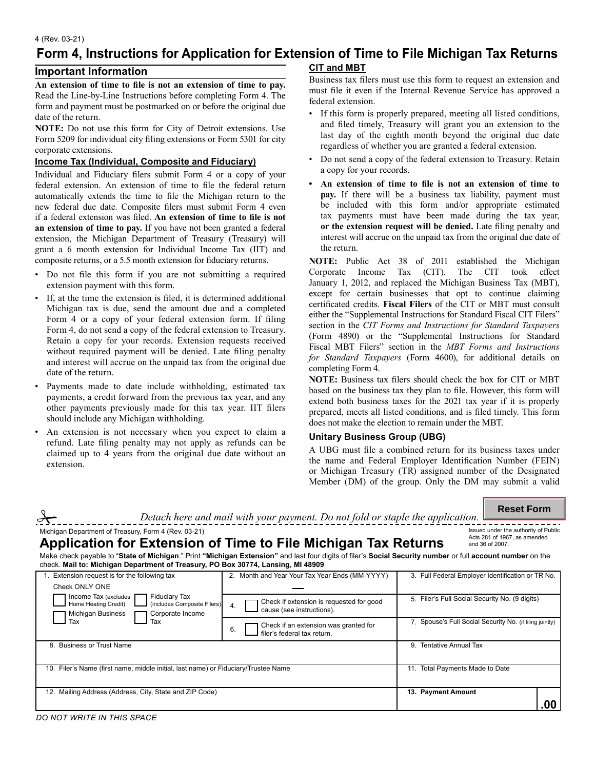# Form 4, Instructions for Application for Extension of Time to File Michigan Tax Returns

## Important Information

**An extension of time to file is not an extension of time to pay.** Read the Line-by-Line Instructions before completing Form 4. The form and payment must be postmarked on or before the original due date of the return.

**NOTE:** Do not use this form for City of Detroit extensions. Use Form 5209 for individual city filing extensions or Form 5301 for city corporate extensions.

### Income Tax (Individual, Composite and Fiduciary)

Individual and Fiduciary filers submit Form 4 or a copy of your federal extension. An extension of time to file the federal return automatically extends the time to file the Michigan return to the new federal due date. Composite filers must submit Form 4 even if a federal extension was filed. **An extension of time to file is not an extension of time to pay.** If you have not been granted a federal extension, the Michigan Department of Treasury (Treasury) will grant a 6 month extension for Individual Income Tax (IIT) and composite returns, or a 5.5 month extension for fiduciary returns.

- Do not file this form if you are not submitting a required extension payment with this form.
- If, at the time the extension is filed, it is determined additional Michigan tax is due, send the amount due and a completed Form 4 or a copy of your federal extension form. If filing Form 4, do not send a copy of the federal extension to Treasury. Retain a copy for your records. Extension requests received without required payment will be denied. Late filing penalty and interest will accrue on the unpaid tax from the original due date of the return.
- Payments made to date include withholding, estimated tax payments, a credit forward from the previous tax year, and any other payments previously made for this tax year. IIT filers should include any Michigan withholding.
- An extension is not necessary when you expect to claim a refund. Late filing penalty may not apply as refunds can be claimed up to 4 years from the original due date without an extension.

### CIT and MBT

Business tax filers must use this form to request an extension and must file it even if the Internal Revenue Service has approved a federal extension.

- If this form is properly prepared, meeting all listed conditions, and filed timely, Treasury will grant you an extension to the last day of the eighth month beyond the original due date regardless of whether you are granted a federal extension.
- Do not send a copy of the federal extension to Treasury. Retain a copy for your records.
- **An extension of time to file is not an extension of time to pay.** If there will be a business tax liability, payment must be included with this form and/or appropriate estimated tax payments must have been made during the tax year, **or the extension request will be denied.** Late filing penalty and interest will accrue on the unpaid tax from the original due date of the return.

**NOTE:** Public Act 38 of 2011 established the Michigan Corporate Income Tax (CIT). The CIT took effect January 1, 2012, and replaced the Michigan Business Tax (MBT), except for certain businesses that opt to continue claiming certificated credits. **Fiscal Filers** of the CIT or MBT must consult either the "Supplemental Instructions for Standard Fiscal CIT Filers" section in the *CIT Forms and Instructions for Standard Taxpayers* (Form 4890) or the "Supplemental Instructions for Standard Fiscal MBT Filers" section in the *MBT Forms and Instructions for Standard Taxpayers* (Form 4600), for additional details on completing Form 4.

**NOTE:** Business tax filers should check the box for CIT or MBT based on the business tax they plan to file. However, this form will extend both business taxes for the 2021 tax year if it is properly prepared, meets all listed conditions, and is filed timely. This form does not make the election to remain under the MBT.

### Unitary Business Group (UBG)

A UBG must file a combined return for its business taxes under the name and Federal Employer Identification Number (FEIN) or Michigan Treasury (TR) assigned number of the Designated Member (DM) of the group. Only the DM may submit a valid

---

*Detach here and mail with your payment. Do not fold or staple the application.*

Michigan Department of Treasury, Form 4 (Rev. 03-21)

Issued under the authority of Public Acts 281 of 1967, as amended and 36 of 2007.

## Application for Extension of Time to File Michigan Tax Returns

Make check payable to "**State of Michigan**." Print **"Michigan Extension"** and last four digits of filer's **Social Security number** or full **account number** on the check. **Mail to: Michigan Department of Treasury, PO Box 30774, Lansing, MI 48909**

| | | |
|---|---|---|
| 1. Extension request is for the following tax. Check ONLY ONE: ☐ Income Tax (excludes Home Heating Credit) ☐ Fiduciary Tax (includes Composite Filers) ☐ Michigan Business Tax ☐ Corporate Income Tax | 2. Month and Year Your Tax Year Ends (MM-YYYY) — | 3. Full Federal Employer Identification or TR No. |
| | 4. ☐ Check if extension is requested for good cause (see instructions). | 5. Filer's Full Social Security No. (9 digits) |
| | 6. ☐ Check if an extension was granted for filer's federal tax return. | 7. Spouse's Full Social Security No. (if filing jointly) |
| 8. Business or Trust Name | | 9. Tentative Annual Tax |
| 10. Filer's Name (first name, middle initial, last name) or Fiduciary/Trustee Name | | 11. Total Payments Made to Date |
| 12. Mailing Address (Address, City, State and ZIP Code) | | **13. Payment Amount** .00 |

*DO NOT WRITE IN THIS SPACE*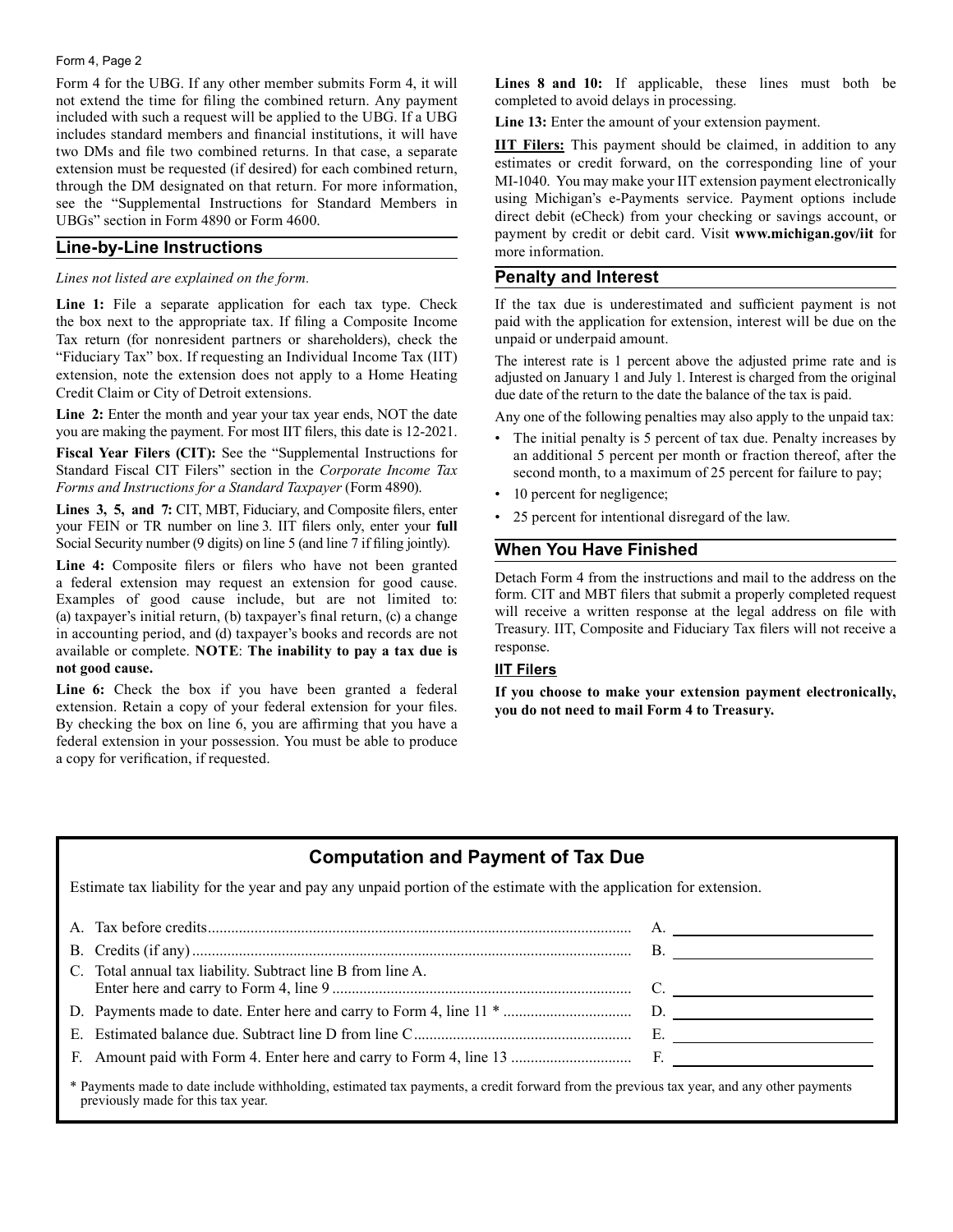Form 4 for the UBG. If any other member submits Form 4, it will not extend the time for filing the combined return. Any payment included with such a request will be applied to the UBG. If a UBG includes standard members and financial institutions, it will have two DMs and file two combined returns. In that case, a separate extension must be requested (if desired) for each combined return, through the DM designated on that return. For more information, see the "Supplemental Instructions for Standard Members in UBGs" section in Form 4890 or Form 4600.

## Line-by-Line Instructions

*Lines not listed are explained on the form.*

**Line 1:** File a separate application for each tax type. Check the box next to the appropriate tax. If filing a Composite Income Tax return (for nonresident partners or shareholders), check the "Fiduciary Tax" box. If requesting an Individual Income Tax (IIT) extension, note the extension does not apply to a Home Heating Credit Claim or City of Detroit extensions.

**Line 2:** Enter the month and year your tax year ends, NOT the date you are making the payment. For most IIT filers, this date is 12-2021.

**Fiscal Year Filers (CIT):** See the "Supplemental Instructions for Standard Fiscal CIT Filers" section in the *Corporate Income Tax Forms and Instructions for a Standard Taxpayer* (Form 4890).

**Lines 3, 5, and 7:** CIT, MBT, Fiduciary, and Composite filers, enter your FEIN or TR number on line 3. IIT filers only, enter your **full** Social Security number (9 digits) on line 5 (and line 7 if filing jointly).

**Line 4:** Composite filers or filers who have not been granted a federal extension may request an extension for good cause. Examples of good cause include, but are not limited to: (a) taxpayer's initial return, (b) taxpayer's final return, (c) a change in accounting period, and (d) taxpayer's books and records are not available or complete. **NOTE**: **The inability to pay a tax due is not good cause.**

**Line 6:** Check the box if you have been granted a federal extension. Retain a copy of your federal extension for your files. By checking the box on line 6, you are affirming that you have a federal extension in your possession. You must be able to produce a copy for verification, if requested.

**Lines 8 and 10:** If applicable, these lines must both be completed to avoid delays in processing.

**Line 13:** Enter the amount of your extension payment.

**IIT Filers:** This payment should be claimed, in addition to any estimates or credit forward, on the corresponding line of your MI-1040. You may make your IIT extension payment electronically using Michigan's e-Payments service. Payment options include direct debit (eCheck) from your checking or savings account, or payment by credit or debit card. Visit **www.michigan.gov/iit** for more information.

## Penalty and Interest

If the tax due is underestimated and sufficient payment is not paid with the application for extension, interest will be due on the unpaid or underpaid amount.

The interest rate is 1 percent above the adjusted prime rate and is adjusted on January 1 and July 1. Interest is charged from the original due date of the return to the date the balance of the tax is paid.

Any one of the following penalties may also apply to the unpaid tax:

- The initial penalty is 5 percent of tax due. Penalty increases by an additional 5 percent per month or fraction thereof, after the second month, to a maximum of 25 percent for failure to pay;
- 10 percent for negligence;
- 25 percent for intentional disregard of the law.

## When You Have Finished

Detach Form 4 from the instructions and mail to the address on the form. CIT and MBT filers that submit a properly completed request will receive a written response at the legal address on file with Treasury. IIT, Composite and Fiduciary Tax filers will not receive a response.

### IIT Filers

**If you choose to make your extension payment electronically, you do not need to mail Form 4 to Treasury.**

## Computation and Payment of Tax Due

Estimate tax liability for the year and pay any unpaid portion of the estimate with the application for extension.

| | | |
|---|---|---|
| A. | Tax before credits | A. |
| B. | Credits (if any) | B. |
| C. | Total annual tax liability. Subtract line B from line A. Enter here and carry to Form 4, line 9 | C. |
| D. | Payments made to date. Enter here and carry to Form 4, line 11 * | D. |
| E. | Estimated balance due. Subtract line D from line C | E. |
| F. | Amount paid with Form 4. Enter here and carry to Form 4, line 13 | F. |

\* Payments made to date include withholding, estimated tax payments, a credit forward from the previous tax year, and any other payments previously made for this tax year.